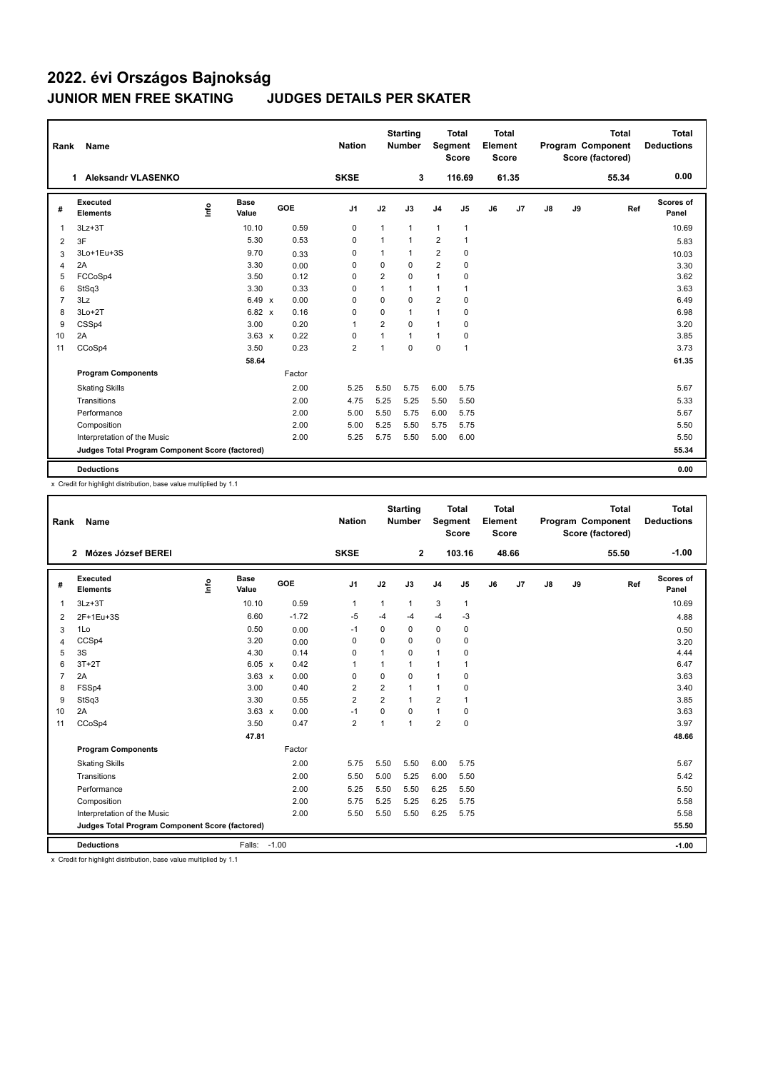# 2022. évi Országos Bajnokság

## JUNIOR MEN FREE SKATING JUDGES DETAILS PER SKATER

| Rank | Name | Nation | Starting Number | Total Segment Score | Total Element Score | Total Program Component Score (factored) | Total Deductions |
|---|---|---|---|---|---|---|---|
| 1 | Aleksandr VLASENKO | SKSE | 3 | 116.69 | 61.35 | 55.34 | 0.00 |

| # | Executed Elements | Info | Base Value | | GOE | J1 | J2 | J3 | J4 | J5 | J6 | J7 | J8 | J9 | Ref | Scores of Panel |
|---|---|---|---|---|---|---|---|---|---|---|---|---|---|---|---|---|
| 1 | 3Lz+3T | | 10.10 | | 0.59 | 0 | 1 | 1 | 1 | 1 | | | | | | 10.69 |
| 2 | 3F | | 5.30 | | 0.53 | 0 | 1 | 1 | 2 | 1 | | | | | | 5.83 |
| 3 | 3Lo+1Eu+3S | | 9.70 | | 0.33 | 0 | 1 | 1 | 2 | 0 | | | | | | 10.03 |
| 4 | 2A | | 3.30 | | 0.00 | 0 | 0 | 0 | 2 | 0 | | | | | | 3.30 |
| 5 | FCCoSp4 | | 3.50 | | 0.12 | 0 | 2 | 0 | 1 | 0 | | | | | | 3.62 |
| 6 | StSq3 | | 3.30 | | 0.33 | 0 | 1 | 1 | 1 | 1 | | | | | | 3.63 |
| 7 | 3Lz | | 6.49 | x | 0.00 | 0 | 0 | 0 | 2 | 0 | | | | | | 6.49 |
| 8 | 3Lo+2T | | 6.82 | x | 0.16 | 0 | 0 | 1 | 1 | 0 | | | | | | 6.98 |
| 9 | CSSp4 | | 3.00 | | 0.20 | 1 | 2 | 0 | 1 | 0 | | | | | | 3.20 |
| 10 | 2A | | 3.63 | x | 0.22 | 0 | 1 | 1 | 1 | 0 | | | | | | 3.85 |
| 11 | CCoSp4 | | 3.50 | | 0.23 | 2 | 1 | 0 | 0 | 1 | | | | | | 3.73 |
| | | | 58.64 | | | | | | | | | | | | | 61.35 |
| | **Program Components** | | | | Factor | | | | | | | | | | | |
| | Skating Skills | | | | 2.00 | 5.25 | 5.50 | 5.75 | 6.00 | 5.75 | | | | | | 5.67 |
| | Transitions | | | | 2.00 | 4.75 | 5.25 | 5.25 | 5.50 | 5.50 | | | | | | 5.33 |
| | Performance | | | | 2.00 | 5.00 | 5.50 | 5.75 | 6.00 | 5.75 | | | | | | 5.67 |
| | Composition | | | | 2.00 | 5.00 | 5.25 | 5.50 | 5.75 | 5.75 | | | | | | 5.50 |
| | Interpretation of the Music | | | | 2.00 | 5.25 | 5.75 | 5.50 | 5.00 | 6.00 | | | | | | 5.50 |
| | **Judges Total Program Component Score (factored)** | | | | | | | | | | | | | | | 55.34 |
| | **Deductions** | | | | | | | | | | | | | | | 0.00 |

x Credit for highlight distribution, base value multiplied by 1.1

| Rank | Name | Nation | Starting Number | Total Segment Score | Total Element Score | Total Program Component Score (factored) | Total Deductions |
|---|---|---|---|---|---|---|---|
| 2 | Mózes József BEREI | SKSE | 2 | 103.16 | 48.66 | 55.50 | -1.00 |

| # | Executed Elements | Info | Base Value | | GOE | J1 | J2 | J3 | J4 | J5 | J6 | J7 | J8 | J9 | Ref | Scores of Panel |
|---|---|---|---|---|---|---|---|---|---|---|---|---|---|---|---|---|
| 1 | 3Lz+3T | | 10.10 | | 0.59 | 1 | 1 | 1 | 3 | 1 | | | | | | 10.69 |
| 2 | 2F+1Eu+3S | | 6.60 | | -1.72 | -5 | -4 | -4 | -4 | -3 | | | | | | 4.88 |
| 3 | 1Lo | | 0.50 | | 0.00 | -1 | 0 | 0 | 0 | 0 | | | | | | 0.50 |
| 4 | CCSp4 | | 3.20 | | 0.00 | 0 | 0 | 0 | 0 | 0 | | | | | | 3.20 |
| 5 | 3S | | 4.30 | | 0.14 | 0 | 1 | 0 | 1 | 0 | | | | | | 4.44 |
| 6 | 3T+2T | | 6.05 | x | 0.42 | 1 | 1 | 1 | 1 | 1 | | | | | | 6.47 |
| 7 | 2A | | 3.63 | x | 0.00 | 0 | 0 | 0 | 1 | 0 | | | | | | 3.63 |
| 8 | FSSp4 | | 3.00 | | 0.40 | 2 | 2 | 1 | 1 | 0 | | | | | | 3.40 |
| 9 | StSq3 | | 3.30 | | 0.55 | 2 | 2 | 1 | 2 | 1 | | | | | | 3.85 |
| 10 | 2A | | 3.63 | x | 0.00 | -1 | 0 | 0 | 1 | 0 | | | | | | 3.63 |
| 11 | CCoSp4 | | 3.50 | | 0.47 | 2 | 1 | 1 | 2 | 0 | | | | | | 3.97 |
| | | | 47.81 | | | | | | | | | | | | | 48.66 |
| | **Program Components** | | | | Factor | | | | | | | | | | | |
| | Skating Skills | | | | 2.00 | 5.75 | 5.50 | 5.50 | 6.00 | 5.75 | | | | | | 5.67 |
| | Transitions | | | | 2.00 | 5.50 | 5.00 | 5.25 | 6.00 | 5.50 | | | | | | 5.42 |
| | Performance | | | | 2.00 | 5.25 | 5.50 | 5.50 | 6.25 | 5.50 | | | | | | 5.50 |
| | Composition | | | | 2.00 | 5.75 | 5.25 | 5.25 | 6.25 | 5.75 | | | | | | 5.58 |
| | Interpretation of the Music | | | | 2.00 | 5.50 | 5.50 | 5.50 | 6.25 | 5.75 | | | | | | 5.58 |
| | **Judges Total Program Component Score (factored)** | | | | | | | | | | | | | | | 55.50 |
| | **Deductions** | Falls: -1.00 | | | | | | | | | | | | | | -1.00 |

x Credit for highlight distribution, base value multiplied by 1.1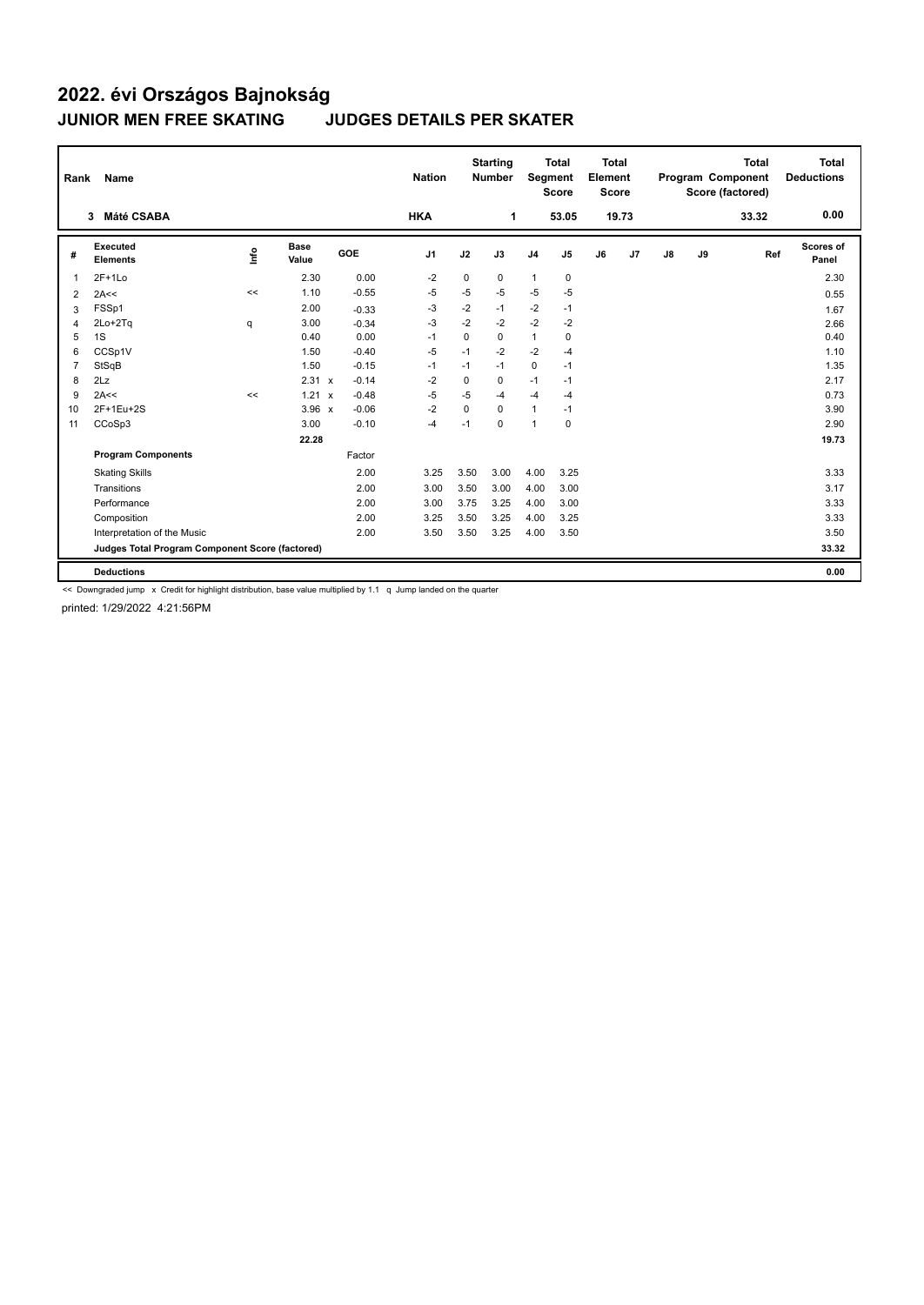# 2022. évi Országos Bajnokság

## JUNIOR MEN FREE SKATING     JUDGES DETAILS PER SKATER

| Rank | Name | Nation | Starting Number | Total Segment Score | Total Element Score | Total Program Component Score (factored) | Total Deductions |
|---|---|---|---|---|---|---|---|
| 3 | Máté CSABA | HKA | 1 | 53.05 | 19.73 | 33.32 | 0.00 |

| # | Executed Elements | Info | Base Value | | GOE | J1 | J2 | J3 | J4 | J5 | J6 | J7 | J8 | J9 | Ref | Scores of Panel |
|---|---|---|---|---|---|---|---|---|---|---|---|---|---|---|---|---|
| 1 | 2F+1Lo | | 2.30 | | 0.00 | -2 | 0 | 0 | 1 | 0 | | | | | | 2.30 |
| 2 | 2A<< | << | 1.10 | | -0.55 | -5 | -5 | -5 | -5 | -5 | | | | | | 0.55 |
| 3 | FSSp1 | | 2.00 | | -0.33 | -3 | -2 | -1 | -2 | -1 | | | | | | 1.67 |
| 4 | 2Lo+2Tq | q | 3.00 | | -0.34 | -3 | -2 | -2 | -2 | -2 | | | | | | 2.66 |
| 5 | 1S | | 0.40 | | 0.00 | -1 | 0 | 0 | 1 | 0 | | | | | | 0.40 |
| 6 | CCSp1V | | 1.50 | | -0.40 | -5 | -1 | -2 | -2 | -4 | | | | | | 1.10 |
| 7 | StSqB | | 1.50 | | -0.15 | -1 | -1 | -1 | 0 | -1 | | | | | | 1.35 |
| 8 | 2Lz | | 2.31 | x | -0.14 | -2 | 0 | 0 | -1 | -1 | | | | | | 2.17 |
| 9 | 2A<< | << | 1.21 | x | -0.48 | -5 | -5 | -4 | -4 | -4 | | | | | | 0.73 |
| 10 | 2F+1Eu+2S | | 3.96 | x | -0.06 | -2 | 0 | 0 | 1 | -1 | | | | | | 3.90 |
| 11 | CCoSp3 | | 3.00 | | -0.10 | -4 | -1 | 0 | 1 | 0 | | | | | | 2.90 |
| | | | 22.28 | | | | | | | | | | | | | 19.73 |
| | **Program Components** | | | | Factor | | | | | | | | | | | |
| | Skating Skills | | | | 2.00 | 3.25 | 3.50 | 3.00 | 4.00 | 3.25 | | | | | | 3.33 |
| | Transitions | | | | 2.00 | 3.00 | 3.50 | 3.00 | 4.00 | 3.00 | | | | | | 3.17 |
| | Performance | | | | 2.00 | 3.00 | 3.75 | 3.25 | 4.00 | 3.00 | | | | | | 3.33 |
| | Composition | | | | 2.00 | 3.25 | 3.50 | 3.25 | 4.00 | 3.25 | | | | | | 3.33 |
| | Interpretation of the Music | | | | 2.00 | 3.50 | 3.50 | 3.25 | 4.00 | 3.50 | | | | | | 3.50 |
| | **Judges Total Program Component Score (factored)** | | | | | | | | | | | | | | | **33.32** |
| | **Deductions** | | | | | | | | | | | | | | | **0.00** |

<< Downgraded jump   x Credit for highlight distribution, base value multiplied by 1.1   q Jump landed on the quarter

printed: 1/29/2022 4:21:56PM